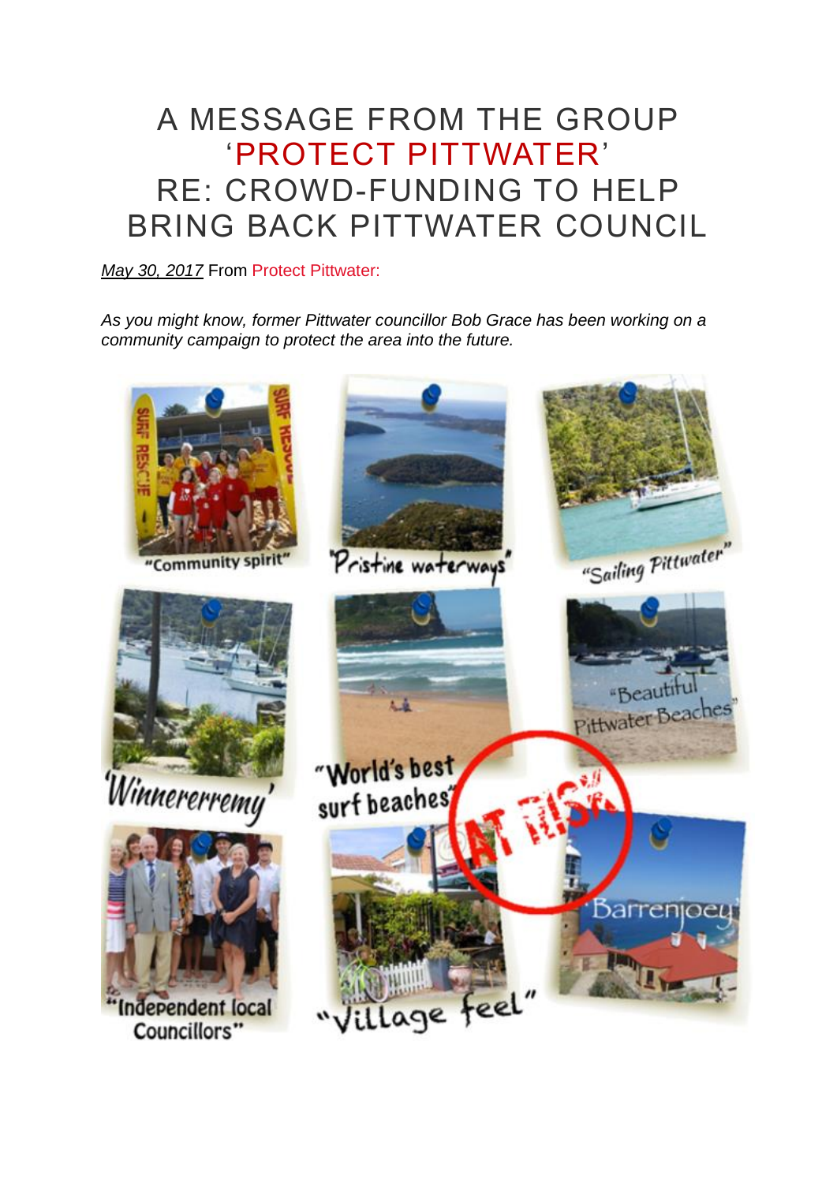# A MESSAGE FROM THE GROUP 'PROTECT PITTWATER' RE: CROWD-FUNDING TO HELP BRING BACK PITTWATER COUNCIL

*May 30, 2017* From Protect Pittwater:

*As you might know, former Pittwater councillor Bob Grace has been working on a community campaign to protect the area into the future.*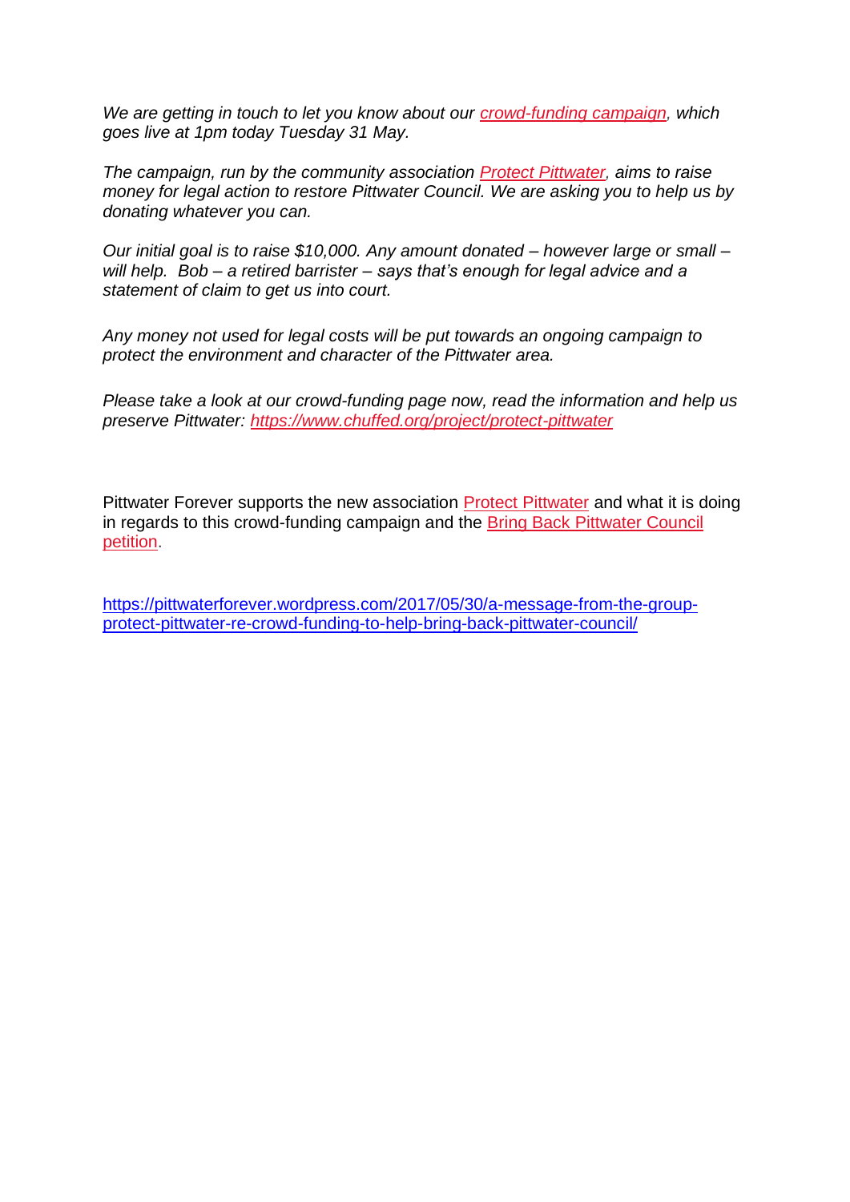*We are getting in touch to let you know about our crowd-funding campaign, which goes live at 1pm today Tuesday 31 May.*

*The campaign, run by the community association Protect Pittwater, aims to raise money for legal action to restore Pittwater Council. We are asking you to help us by donating whatever you can.*

*Our initial goal is to raise $10,000. Any amount donated – however large or small – will help. Bob – a retired barrister – says that's enough for legal advice and a statement of claim to get us into court.*

*Any money not used for legal costs will be put towards an ongoing campaign to protect the environment and character of the Pittwater area.*

*Please take a look at our crowd-funding page now, read the information and help us preserve Pittwater: https://www.chuffed.org/project/protect-pittwater*

Pittwater Forever supports the new association Protect Pittwater and what it is doing in regards to this crowd-funding campaign and the Bring Back Pittwater Council petition.

https://pittwaterforever.wordpress.com/2017/05/30/a-message-from-the-group-protect-pittwater-re-crowd-funding-to-help-bring-back-pittwater-council/